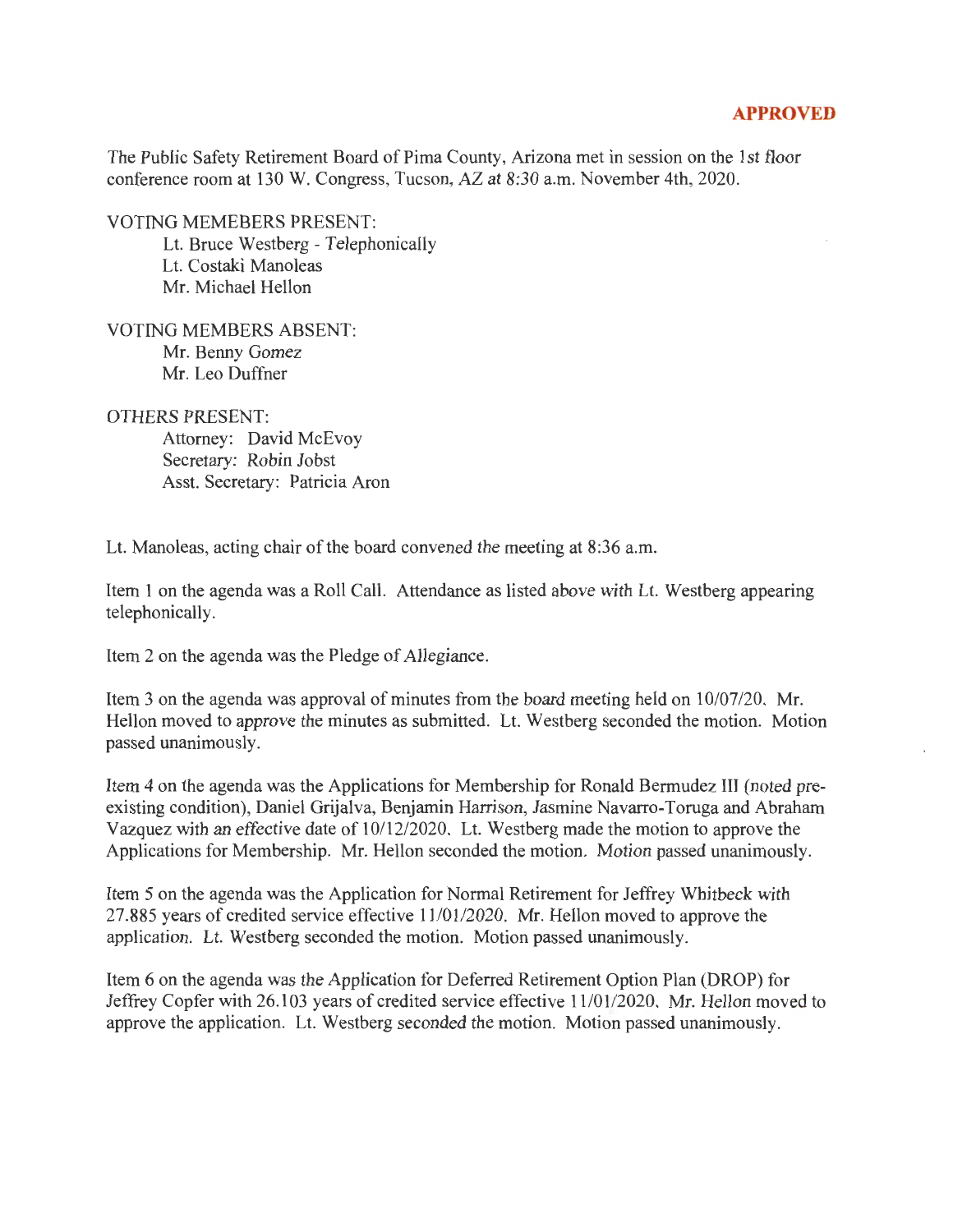**APPROVED**

The Public Safety Retirement Board of Pima County, Arizona met in session on the 1st floor conference room at 130 W. Congress, Tucson, AZ at 8:30 a.m. November 4th, 2020.

VOTING MEMEBERS PRESENT:

Lt. Bruce Westberg - Telephonically
Lt. Costaki Manoleas
Mr. Michael Hellon

VOTING MEMBERS ABSENT:

Mr. Benny Gomez
Mr. Leo Duffner

OTHERS PRESENT:

Attorney: David McEvoy
Secretary: Robin Jobst
Asst. Secretary: Patricia Aron

Lt. Manoleas, acting chair of the board convened the meeting at 8:36 a.m.

Item 1 on the agenda was a Roll Call. Attendance as listed above with Lt. Westberg appearing telephonically.

Item 2 on the agenda was the Pledge of Allegiance.

Item 3 on the agenda was approval of minutes from the board meeting held on 10/07/20. Mr. Hellon moved to approve the minutes as submitted. Lt. Westberg seconded the motion. Motion passed unanimously.

Item 4 on the agenda was the Applications for Membership for Ronald Bermudez III (noted pre-existing condition), Daniel Grijalva, Benjamin Harrison, Jasmine Navarro-Toruga and Abraham Vazquez with an effective date of 10/12/2020. Lt. Westberg made the motion to approve the Applications for Membership. Mr. Hellon seconded the motion. Motion passed unanimously.

Item 5 on the agenda was the Application for Normal Retirement for Jeffrey Whitbeck with 27.885 years of credited service effective 11/01/2020. Mr. Hellon moved to approve the application. Lt. Westberg seconded the motion. Motion passed unanimously.

Item 6 on the agenda was the Application for Deferred Retirement Option Plan (DROP) for Jeffrey Copfer with 26.103 years of credited service effective 11/01/2020. Mr. Hellon moved to approve the application. Lt. Westberg seconded the motion. Motion passed unanimously.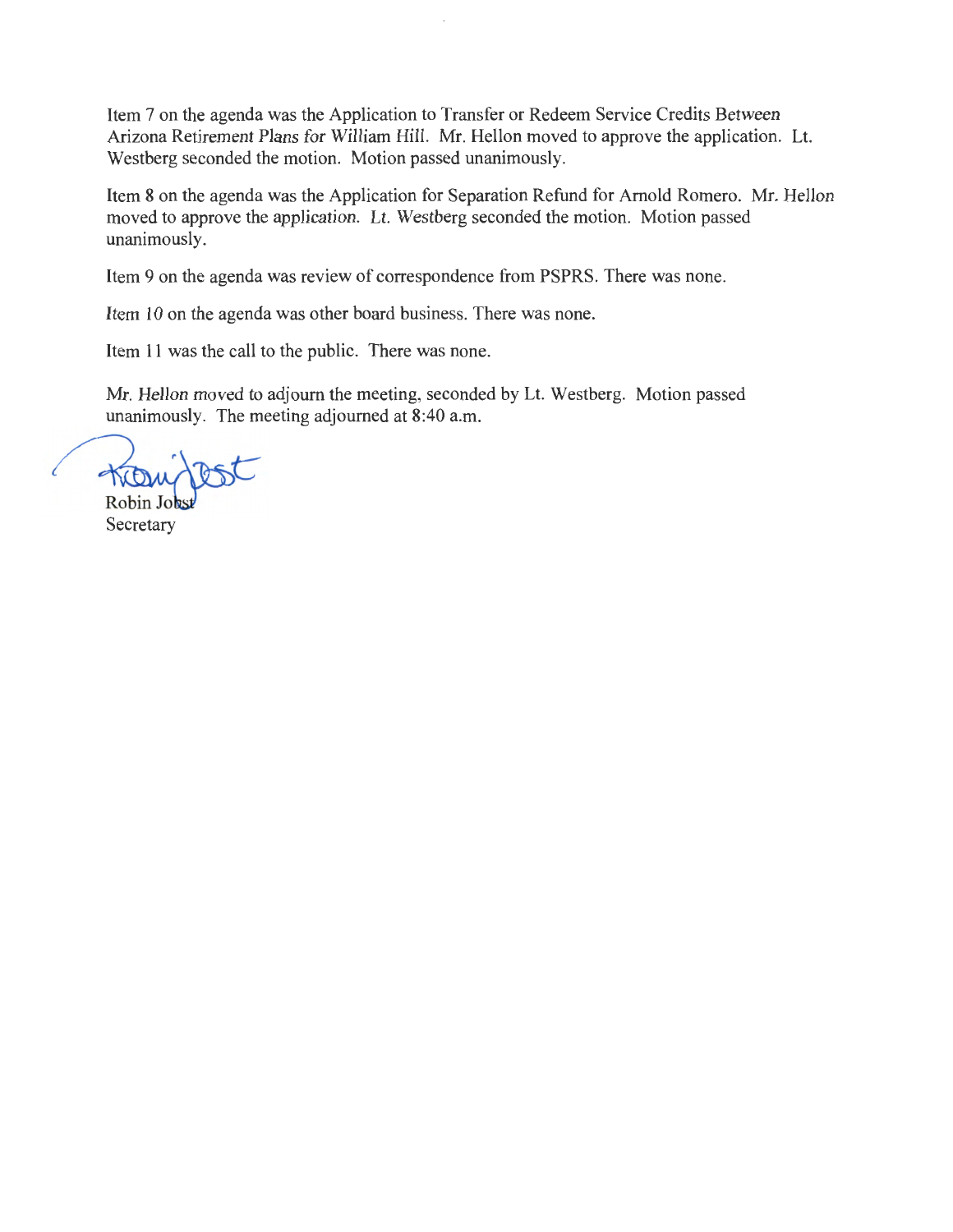Item 7 on the agenda was the Application to Transfer or Redeem Service Credits Between Arizona Retirement Plans for William Hill. Mr. Hellon moved to approve the application. Lt. Westberg seconded the motion. Motion passed unanimously.

Item 8 on the agenda was the Application for Separation Refund for Arnold Romero. Mr. Hellon moved to approve the application. Lt. Westberg seconded the motion. Motion passed unanimously.

Item 9 on the agenda was review of correspondence from PSPRS. There was none.

Item 10 on the agenda was other board business. There was none.

Item 11 was the call to the public. There was none.

Mr. Hellon moved to adjourn the meeting, seconded by Lt. Westberg. Motion passed unanimously. The meeting adjourned at 8:40 a.m.

Robin Jobst
Secretary